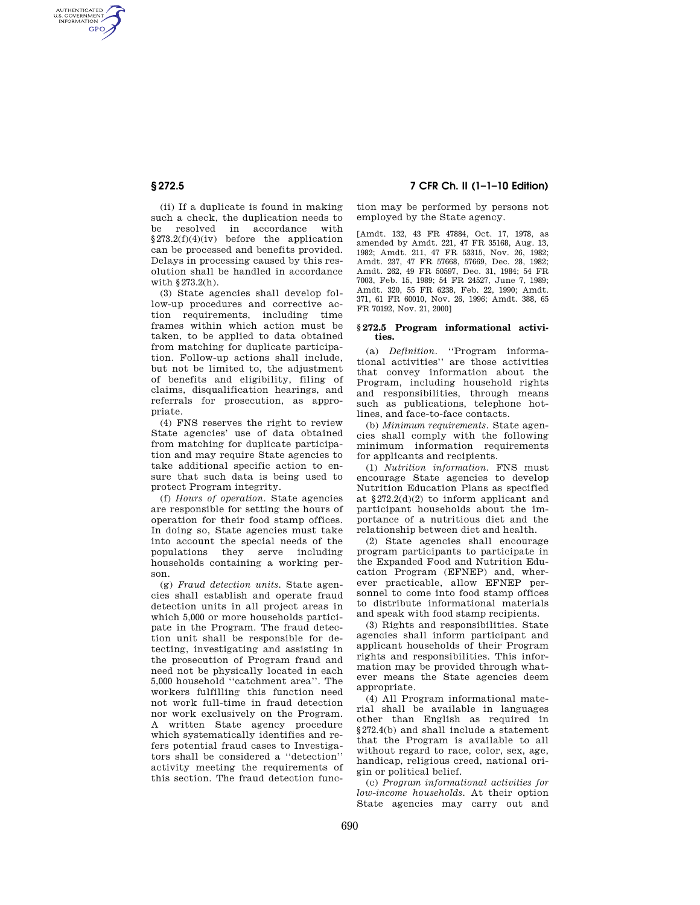(ii) If a duplicate is found in making such a check, the duplication needs to be resolved in accordance with §273.2(f)(4)(iv) before the application can be processed and benefits provided. Delays in processing caused by this resolution shall be handled in accordance with §273.2(h).

(3) State agencies shall develop follow-up procedures and corrective action requirements, including time frames within which action must be taken, to be applied to data obtained from matching for duplicate participation. Follow-up actions shall include, but not be limited to, the adjustment of benefits and eligibility, filing of claims, disqualification hearings, and referrals for prosecution, as appropriate.

(4) FNS reserves the right to review State agencies' use of data obtained from matching for duplicate participation and may require State agencies to take additional specific action to ensure that such data is being used to protect Program integrity.

(f) *Hours of operation.* State agencies are responsible for setting the hours of operation for their food stamp offices. In doing so, State agencies must take into account the special needs of the populations they serve including households containing a working person.

(g) *Fraud detection units.* State agencies shall establish and operate fraud detection units in all project areas in which 5,000 or more households participate in the Program. The fraud detection unit shall be responsible for detecting, investigating and assisting in the prosecution of Program fraud and need not be physically located in each 5,000 household ''catchment area''. The workers fulfilling this function need not work full-time in fraud detection nor work exclusively on the Program. A written State agency procedure which systematically identifies and refers potential fraud cases to Investigators shall be considered a ''detection'' activity meeting the requirements of this section. The fraud detection function may be performed by persons not employed by the State agency.

[Amdt. 132, 43 FR 47884, Oct. 17, 1978, as amended by Amdt. 221, 47 FR 35168, Aug. 13, 1982; Amdt. 211, 47 FR 53315, Nov. 26, 1982; Amdt. 237, 47 FR 57668, 57669, Dec. 28, 1982; Amdt. 262, 49 FR 50597, Dec. 31, 1984; 54 FR 7003, Feb. 15, 1989; 54 FR 24527, June 7, 1989; Amdt. 320, 55 FR 6238, Feb. 22, 1990; Amdt. 371, 61 FR 60010, Nov. 26, 1996; Amdt. 388, 65 FR 70192, Nov. 21, 2000]

## §272.5 Program informational activities.

(a) *Definition.* ''Program informational activities'' are those activities that convey information about the Program, including household rights and responsibilities, through means such as publications, telephone hotlines, and face-to-face contacts.

(b) *Minimum requirements.* State agencies shall comply with the following minimum information requirements for applicants and recipients.

(1) *Nutrition information.* FNS must encourage State agencies to develop Nutrition Education Plans as specified at §272.2(d)(2) to inform applicant and participant households about the importance of a nutritious diet and the relationship between diet and health.

(2) State agencies shall encourage program participants to participate in the Expanded Food and Nutrition Education Program (EFNEP) and, wherever practicable, allow EFNEP personnel to come into food stamp offices to distribute informational materials and speak with food stamp recipients.

(3) Rights and responsibilities. State agencies shall inform participant and applicant households of their Program rights and responsibilities. This information may be provided through whatever means the State agencies deem appropriate.

(4) All Program informational material shall be available in languages other than English as required in §272.4(b) and shall include a statement that the Program is available to all without regard to race, color, sex, age, handicap, religious creed, national origin or political belief.

(c) *Program informational activities for low-income households.* At their option State agencies may carry out and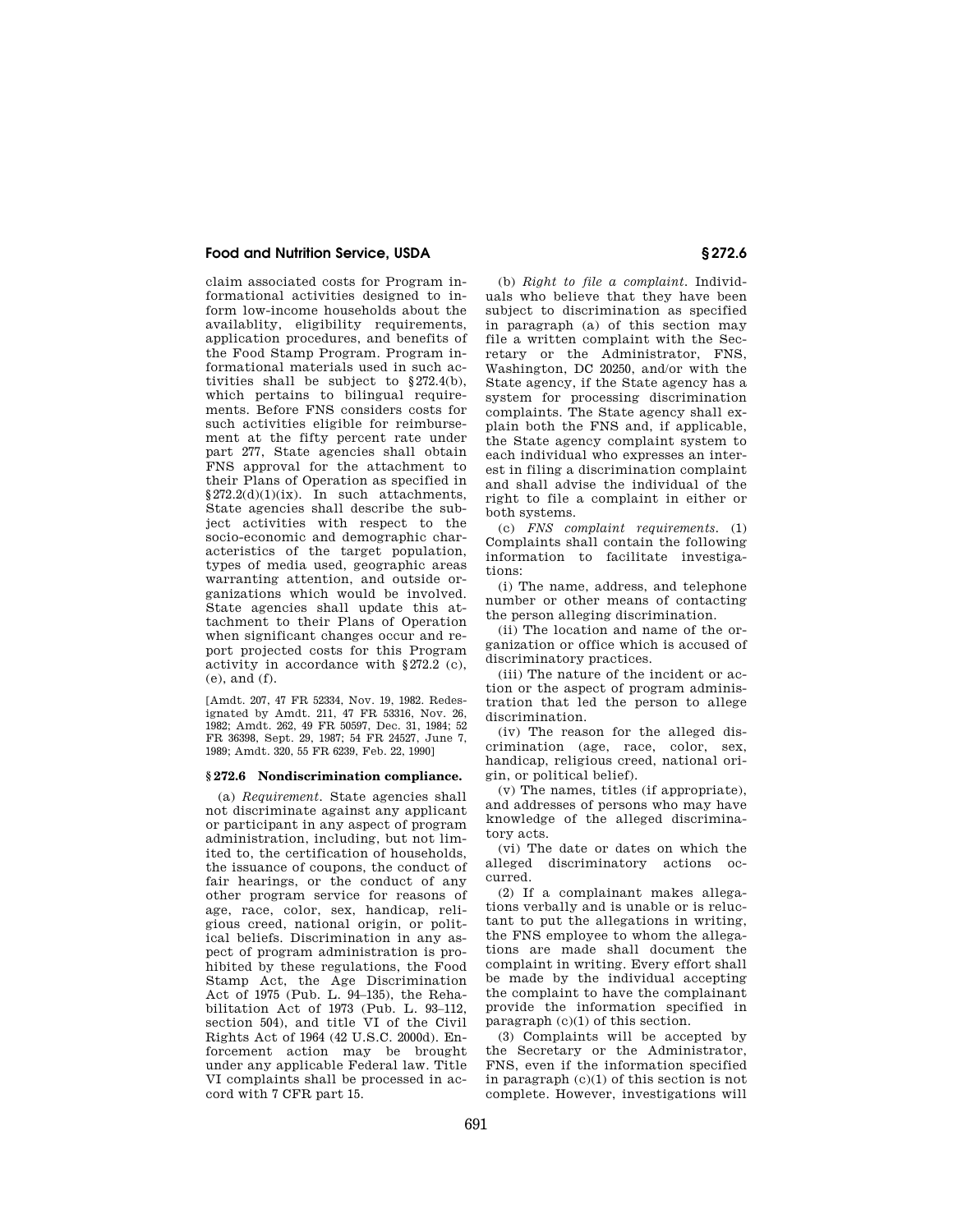claim associated costs for Program informational activities designed to inform low-income households about the availablity, eligibility requirements, application procedures, and benefits of the Food Stamp Program. Program informational materials used in such activities shall be subject to §272.4(b), which pertains to bilingual requirements. Before FNS considers costs for such activities eligible for reimbursement at the fifty percent rate under part 277, State agencies shall obtain FNS approval for the attachment to their Plans of Operation as specified in §272.2(d)(1)(ix). In such attachments, State agencies shall describe the subject activities with respect to the socio-economic and demographic characteristics of the target population, types of media used, geographic areas warranting attention, and outside organizations which would be involved. State agencies shall update this attachment to their Plans of Operation when significant changes occur and report projected costs for this Program activity in accordance with §272.2 (c), (e), and (f).

[Amdt. 207, 47 FR 52334, Nov. 19, 1982. Redesignated by Amdt. 211, 47 FR 53316, Nov. 26, 1982; Amdt. 262, 49 FR 50597, Dec. 31, 1984; 52 FR 36398, Sept. 29, 1987; 54 FR 24527, June 7, 1989; Amdt. 320, 55 FR 6239, Feb. 22, 1990]

## § 272.6 Nondiscrimination compliance.

(a) *Requirement.* State agencies shall not discriminate against any applicant or participant in any aspect of program administration, including, but not limited to, the certification of households, the issuance of coupons, the conduct of fair hearings, or the conduct of any other program service for reasons of age, race, color, sex, handicap, religious creed, national origin, or political beliefs. Discrimination in any aspect of program administration is prohibited by these regulations, the Food Stamp Act, the Age Discrimination Act of 1975 (Pub. L. 94–135), the Rehabilitation Act of 1973 (Pub. L. 93–112, section 504), and title VI of the Civil Rights Act of 1964 (42 U.S.C. 2000d). Enforcement action may be brought under any applicable Federal law. Title VI complaints shall be processed in accord with 7 CFR part 15.

(b) *Right to file a complaint.* Individuals who believe that they have been subject to discrimination as specified in paragraph (a) of this section may file a written complaint with the Secretary or the Administrator, FNS, Washington, DC 20250, and/or with the State agency, if the State agency has a system for processing discrimination complaints. The State agency shall explain both the FNS and, if applicable, the State agency complaint system to each individual who expresses an interest in filing a discrimination complaint and shall advise the individual of the right to file a complaint in either or both systems.

(c) *FNS complaint requirements.* (1) Complaints shall contain the following information to facilitate investigations:

(i) The name, address, and telephone number or other means of contacting the person alleging discrimination.

(ii) The location and name of the organization or office which is accused of discriminatory practices.

(iii) The nature of the incident or action or the aspect of program administration that led the person to allege discrimination.

(iv) The reason for the alleged discrimination (age, race, color, sex, handicap, religious creed, national origin, or political belief).

(v) The names, titles (if appropriate), and addresses of persons who may have knowledge of the alleged discriminatory acts.

(vi) The date or dates on which the alleged discriminatory actions occurred.

(2) If a complainant makes allegations verbally and is unable or is reluctant to put the allegations in writing, the FNS employee to whom the allegations are made shall document the complaint in writing. Every effort shall be made by the individual accepting the complaint to have the complainant provide the information specified in paragraph (c)(1) of this section.

(3) Complaints will be accepted by the Secretary or the Administrator, FNS, even if the information specified in paragraph (c)(1) of this section is not complete. However, investigations will